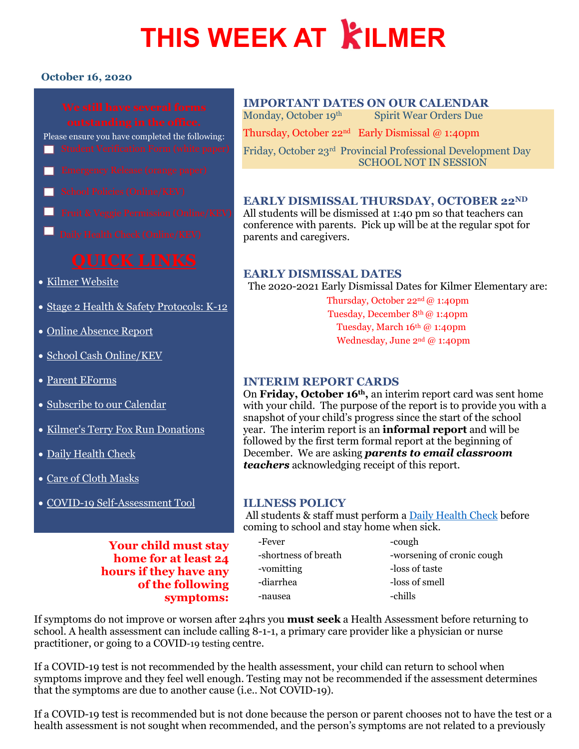# THIS WEEK AT KILMER

**October 16, 2020**

**We still have several forms outstanding in the office.**

Please ensure you have completed the following:

- [ ] Student Verification Form (white paper)
- [ ] Emergency Release (orange paper)
- [ ] School Policies (Online/KEV)
- [ ] Fruit & Veggie Permission (Online/KEV)
- [ ] Daily Health Check (Online/KEV)

## QUICK LINKS

- Kilmer Website
- Stage 2 Health & Safety Protocols: K-12
- Online Absence Report
- School Cash Online/KEV
- Parent EForms
- Subscribe to our Calendar
- Kilmer's Terry Fox Run Donations
- Daily Health Check
- Care of Cloth Masks
- COVID-19 Self-Assessment Tool

## IMPORTANT DATES ON OUR CALENDAR

Monday, October 19th Spirit Wear Orders Due

Thursday, October 22nd Early Dismissal @ 1:40pm

Friday, October 23rd Provincial Professional Development Day
SCHOOL NOT IN SESSION

## EARLY DISMISSAL THURSDAY, OCTOBER 22ND

All students will be dismissed at 1:40 pm so that teachers can conference with parents. Pick up will be at the regular spot for parents and caregivers.

## EARLY DISMISSAL DATES

The 2020-2021 Early Dismissal Dates for Kilmer Elementary are:

Thursday, October 22nd @ 1:40pm
Tuesday, December 8th @ 1:40pm
Tuesday, March 16th @ 1:40pm
Wednesday, June 2nd @ 1:40pm

## INTERIM REPORT CARDS

On **Friday, October 16th,** an interim report card was sent home with your child. The purpose of the report is to provide you with a snapshot of your child's progress since the start of the school year. The interim report is an **informal report** and will be followed by the first term formal report at the beginning of December. We are asking ***parents to email classroom teachers*** acknowledging receipt of this report.

## ILLNESS POLICY

All students & staff must perform a Daily Health Check before coming to school and stay home when sick.

**Your child must stay home for at least 24 hours if they have any of the following symptoms:**

| | |
|---|---|
| -Fever | -cough |
| -shortness of breath | -worsening of cronic cough |
| -vomitting | -loss of taste |
| -diarrhea | -loss of smell |
| -nausea | -chills |

If symptoms do not improve or worsen after 24hrs you **must seek** a Health Assessment before returning to school. A health assessment can include calling 8-1-1, a primary care provider like a physician or nurse practitioner, or going to a COVID-19 testing centre.

If a COVID-19 test is not recommended by the health assessment, your child can return to school when symptoms improve and they feel well enough. Testing may not be recommended if the assessment determines that the symptoms are due to another cause (i.e.. Not COVID-19).

If a COVID-19 test is recommended but is not done because the person or parent chooses not to have the test or a health assessment is not sought when recommended, and the person's symptoms are not related to a previously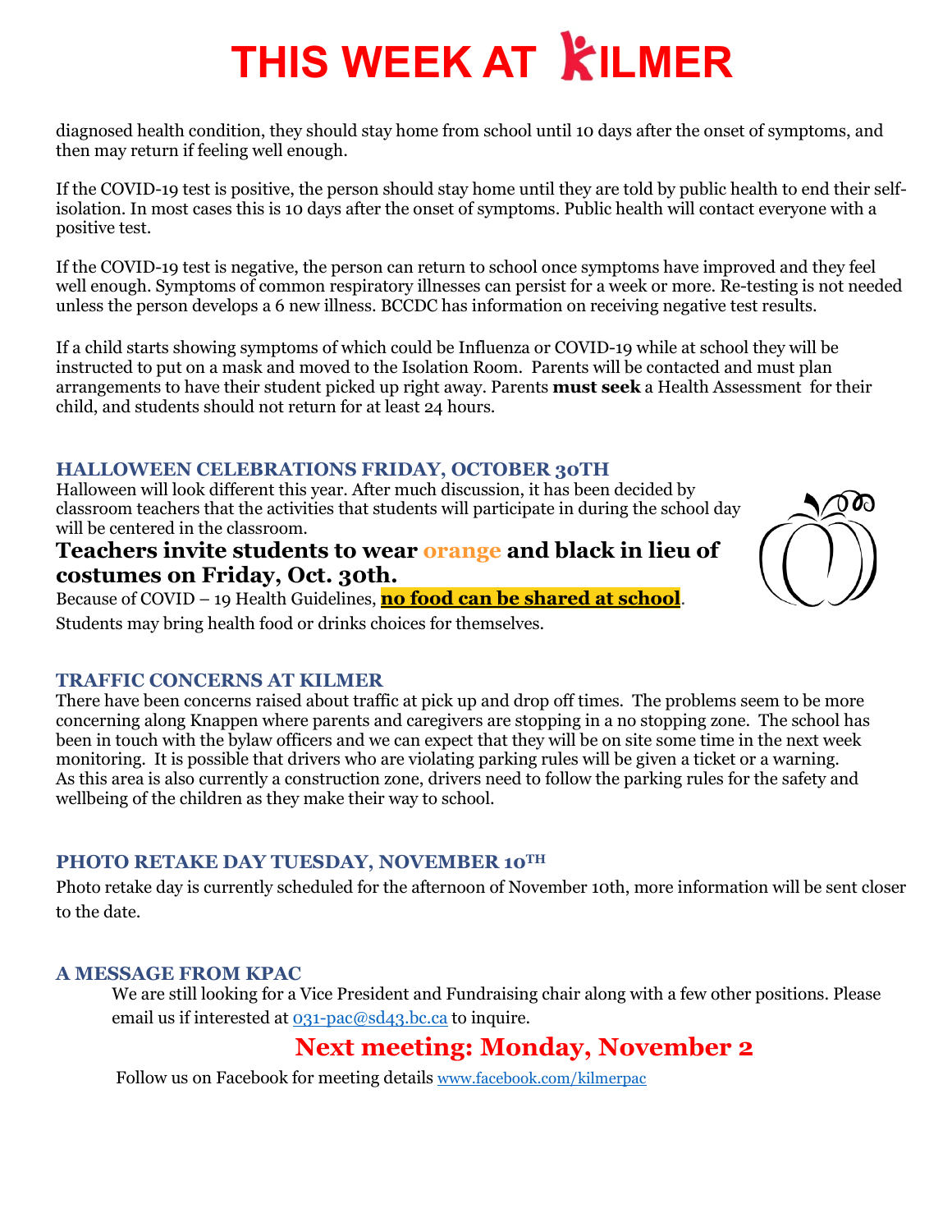# THIS WEEK AT KILMER

diagnosed health condition, they should stay home from school until 10 days after the onset of symptoms, and then may return if feeling well enough.

If the COVID-19 test is positive, the person should stay home until they are told by public health to end their self-isolation. In most cases this is 10 days after the onset of symptoms. Public health will contact everyone with a positive test.

If the COVID-19 test is negative, the person can return to school once symptoms have improved and they feel well enough. Symptoms of common respiratory illnesses can persist for a week or more. Re-testing is not needed unless the person develops a 6 new illness. BCCDC has information on receiving negative test results.

If a child starts showing symptoms of which could be Influenza or COVID-19 while at school they will be instructed to put on a mask and moved to the Isolation Room. Parents will be contacted and must plan arrangements to have their student picked up right away. Parents **must seek** a Health Assessment for their child, and students should not return for at least 24 hours.

### HALLOWEEN CELEBRATIONS FRIDAY, OCTOBER 30TH

Halloween will look different this year. After much discussion, it has been decided by classroom teachers that the activities that students will participate in during the school day will be centered in the classroom.

**Teachers invite students to wear orange and black in lieu of costumes on Friday, Oct. 30th.**

Because of COVID – 19 Health Guidelines, **no food can be shared at school**.

Students may bring health food or drinks choices for themselves.

### TRAFFIC CONCERNS AT KILMER

There have been concerns raised about traffic at pick up and drop off times. The problems seem to be more concerning along Knappen where parents and caregivers are stopping in a no stopping zone. The school has been in touch with the bylaw officers and we can expect that they will be on site some time in the next week monitoring. It is possible that drivers who are violating parking rules will be given a ticket or a warning. As this area is also currently a construction zone, drivers need to follow the parking rules for the safety and wellbeing of the children as they make their way to school.

### PHOTO RETAKE DAY TUESDAY, NOVEMBER 10TH

Photo retake day is currently scheduled for the afternoon of November 10th, more information will be sent closer to the date.

### A MESSAGE FROM KPAC

We are still looking for a Vice President and Fundraising chair along with a few other positions. Please email us if interested at 031-pac@sd43.bc.ca to inquire.

## Next meeting: Monday, November 2

Follow us on Facebook for meeting details www.facebook.com/kilmerpac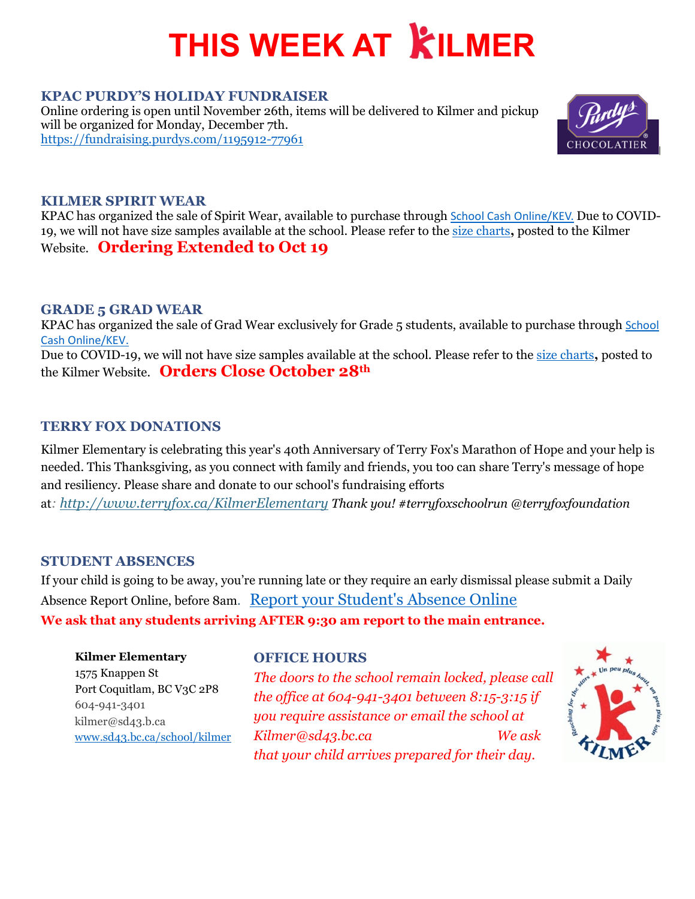# THIS WEEK AT KILMER

### KPAC PURDY'S HOLIDAY FUNDRAISER

Online ordering is open until November 26th, items will be delivered to Kilmer and pickup will be organized for Monday, December 7th.
https://fundraising.purdys.com/1195912-77961

### KILMER SPIRIT WEAR

KPAC has organized the sale of Spirit Wear, available to purchase through School Cash Online/KEV. Due to COVID-19, we will not have size samples available at the school. Please refer to the size charts, posted to the Kilmer Website. **Ordering Extended to Oct 19**

### GRADE 5 GRAD WEAR

KPAC has organized the sale of Grad Wear exclusively for Grade 5 students, available to purchase through School Cash Online/KEV.
Due to COVID-19, we will not have size samples available at the school. Please refer to the size charts, posted to the Kilmer Website. **Orders Close October 28th**

### TERRY FOX DONATIONS

Kilmer Elementary is celebrating this year's 40th Anniversary of Terry Fox's Marathon of Hope and your help is needed. This Thanksgiving, as you connect with family and friends, you too can share Terry's message of hope and resiliency. Please share and donate to our school's fundraising efforts at*: http://www.terryfox.ca/KilmerElementary Thank you! #terryfoxschoolrun @terryfoxfoundation*

### STUDENT ABSENCES

If your child is going to be away, you're running late or they require an early dismissal please submit a Daily Absence Report Online, before 8am. Report your Student's Absence Online

**We ask that any students arriving AFTER 9:30 am report to the main entrance.**

**Kilmer Elementary**
1575 Knappen St
Port Coquitlam, BC V3C 2P8
604-941-3401
kilmer@sd43.b.ca
www.sd43.bc.ca/school/kilmer

### OFFICE HOURS

*The doors to the school remain locked, please call the office at 604-941-3401 between 8:15-3:15 if you require assistance or email the school at Kilmer@sd43.bc.ca We ask that your child arrives prepared for their day.*